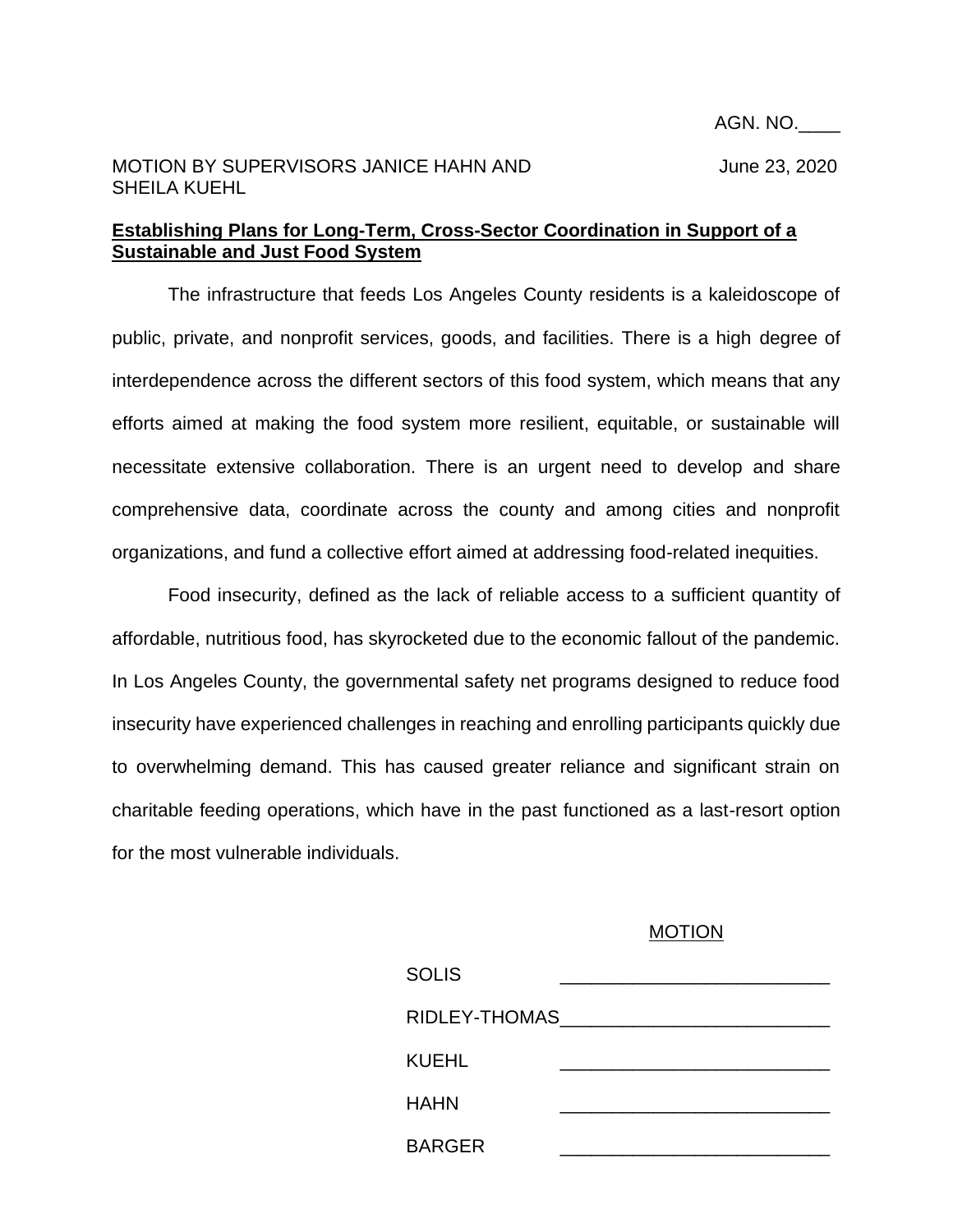AGN. NO.____

MOTION BY SUPERVISORS JANICE HAHN AND SHEILA KUEHL

June 23, 2020

**Establishing Plans for Long-Term, Cross-Sector Coordination in Support of a Sustainable and Just Food System**

The infrastructure that feeds Los Angeles County residents is a kaleidoscope of public, private, and nonprofit services, goods, and facilities. There is a high degree of interdependence across the different sectors of this food system, which means that any efforts aimed at making the food system more resilient, equitable, or sustainable will necessitate extensive collaboration. There is an urgent need to develop and share comprehensive data, coordinate across the county and among cities and nonprofit organizations, and fund a collective effort aimed at addressing food-related inequities.

Food insecurity, defined as the lack of reliable access to a sufficient quantity of affordable, nutritious food, has skyrocketed due to the economic fallout of the pandemic. In Los Angeles County, the governmental safety net programs designed to reduce food insecurity have experienced challenges in reaching and enrolling participants quickly due to overwhelming demand. This has caused greater reliance and significant strain on charitable feeding operations, which have in the past functioned as a last-resort option for the most vulnerable individuals.

MOTION

| | |
|---|---|
| SOLIS | _________________________ |
| RIDLEY-THOMAS | _________________________ |
| KUEHL | _________________________ |
| HAHN | _________________________ |
| BARGER | _________________________ |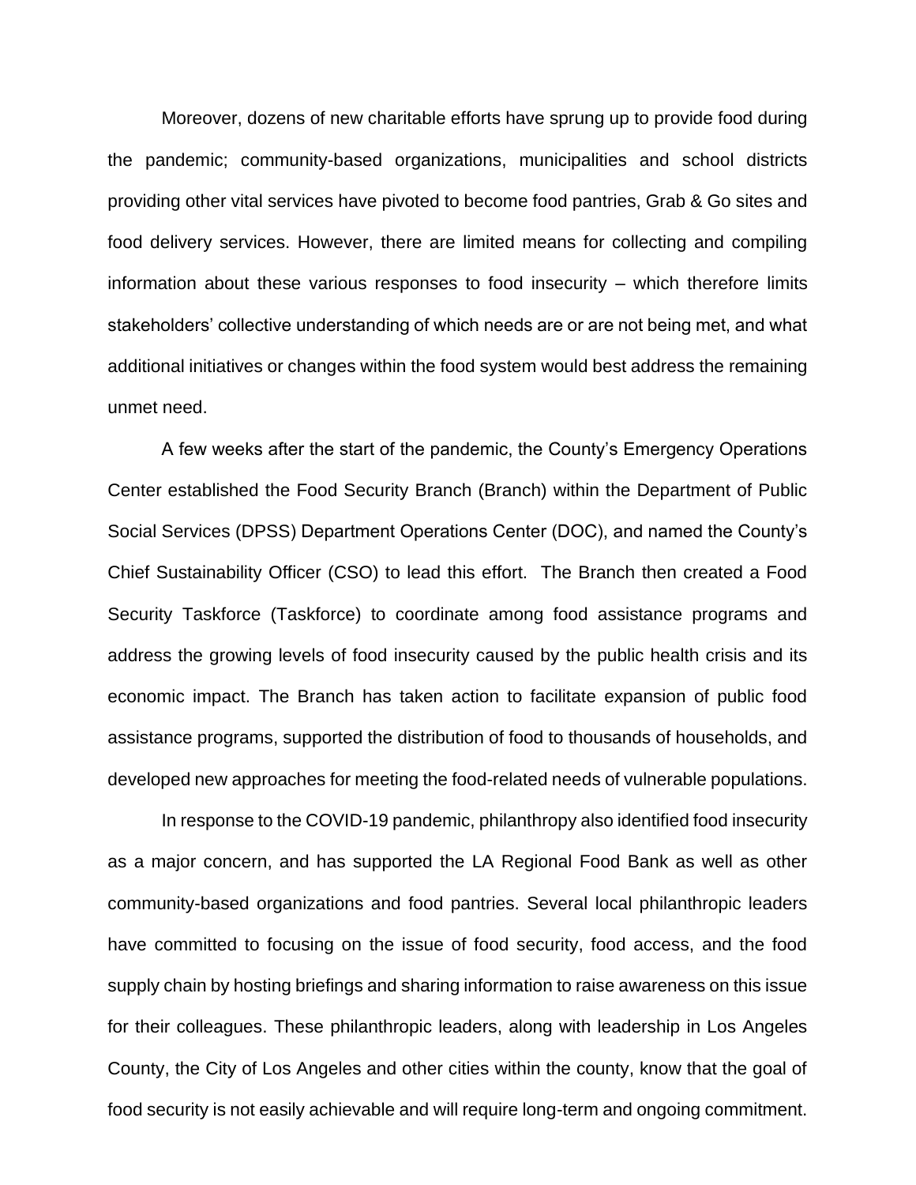Moreover, dozens of new charitable efforts have sprung up to provide food during the pandemic; community-based organizations, municipalities and school districts providing other vital services have pivoted to become food pantries, Grab & Go sites and food delivery services. However, there are limited means for collecting and compiling information about these various responses to food insecurity – which therefore limits stakeholders' collective understanding of which needs are or are not being met, and what additional initiatives or changes within the food system would best address the remaining unmet need.

A few weeks after the start of the pandemic, the County's Emergency Operations Center established the Food Security Branch (Branch) within the Department of Public Social Services (DPSS) Department Operations Center (DOC), and named the County's Chief Sustainability Officer (CSO) to lead this effort. The Branch then created a Food Security Taskforce (Taskforce) to coordinate among food assistance programs and address the growing levels of food insecurity caused by the public health crisis and its economic impact. The Branch has taken action to facilitate expansion of public food assistance programs, supported the distribution of food to thousands of households, and developed new approaches for meeting the food-related needs of vulnerable populations.

In response to the COVID-19 pandemic, philanthropy also identified food insecurity as a major concern, and has supported the LA Regional Food Bank as well as other community-based organizations and food pantries. Several local philanthropic leaders have committed to focusing on the issue of food security, food access, and the food supply chain by hosting briefings and sharing information to raise awareness on this issue for their colleagues. These philanthropic leaders, along with leadership in Los Angeles County, the City of Los Angeles and other cities within the county, know that the goal of food security is not easily achievable and will require long-term and ongoing commitment.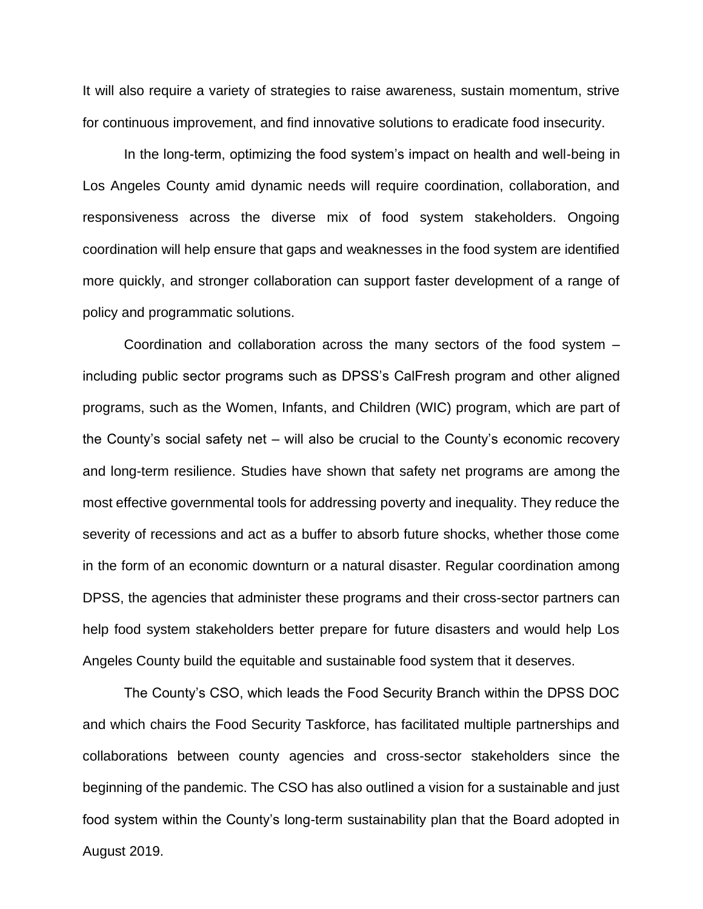It will also require a variety of strategies to raise awareness, sustain momentum, strive for continuous improvement, and find innovative solutions to eradicate food insecurity.

In the long-term, optimizing the food system's impact on health and well-being in Los Angeles County amid dynamic needs will require coordination, collaboration, and responsiveness across the diverse mix of food system stakeholders. Ongoing coordination will help ensure that gaps and weaknesses in the food system are identified more quickly, and stronger collaboration can support faster development of a range of policy and programmatic solutions.

Coordination and collaboration across the many sectors of the food system – including public sector programs such as DPSS's CalFresh program and other aligned programs, such as the Women, Infants, and Children (WIC) program, which are part of the County's social safety net – will also be crucial to the County's economic recovery and long-term resilience. Studies have shown that safety net programs are among the most effective governmental tools for addressing poverty and inequality. They reduce the severity of recessions and act as a buffer to absorb future shocks, whether those come in the form of an economic downturn or a natural disaster. Regular coordination among DPSS, the agencies that administer these programs and their cross-sector partners can help food system stakeholders better prepare for future disasters and would help Los Angeles County build the equitable and sustainable food system that it deserves.

The County's CSO, which leads the Food Security Branch within the DPSS DOC and which chairs the Food Security Taskforce, has facilitated multiple partnerships and collaborations between county agencies and cross-sector stakeholders since the beginning of the pandemic. The CSO has also outlined a vision for a sustainable and just food system within the County's long-term sustainability plan that the Board adopted in August 2019.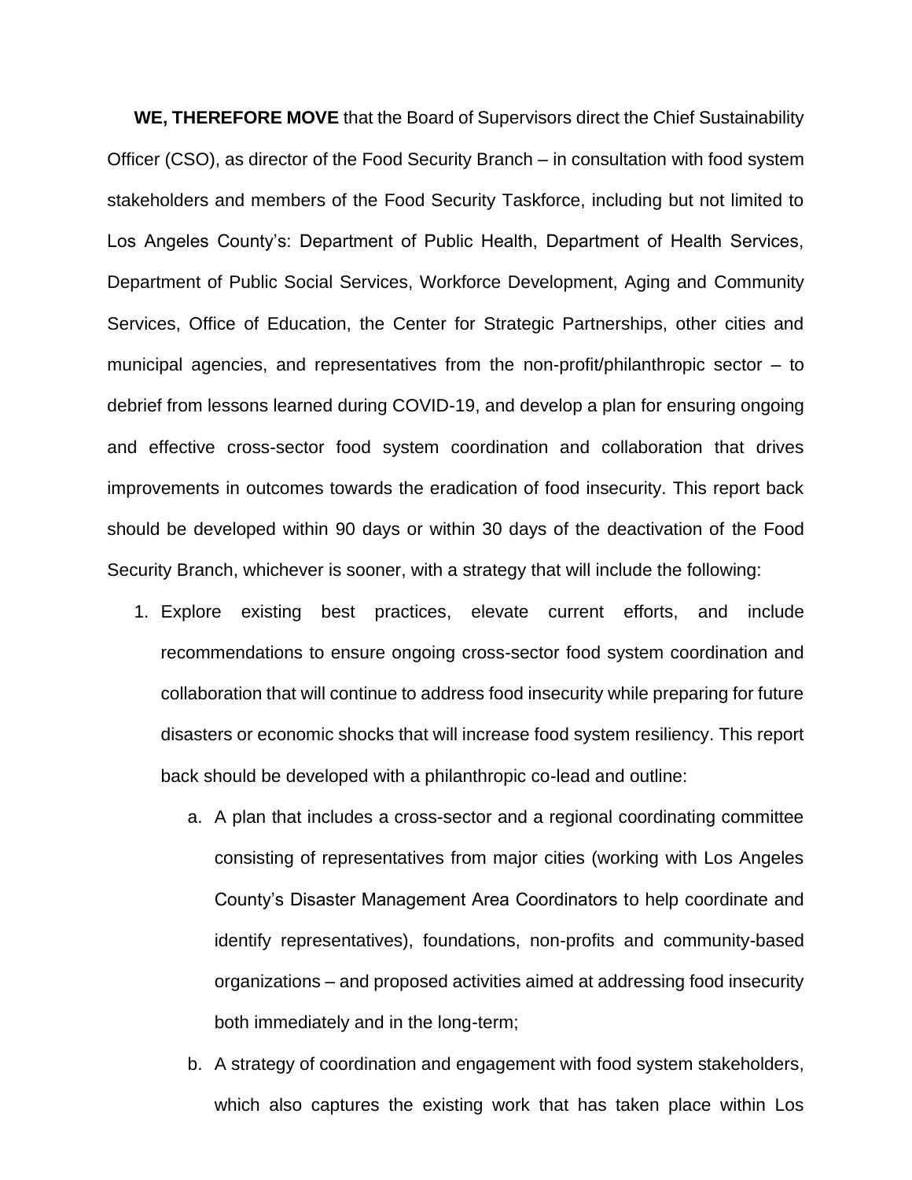**WE, THEREFORE MOVE** that the Board of Supervisors direct the Chief Sustainability Officer (CSO), as director of the Food Security Branch – in consultation with food system stakeholders and members of the Food Security Taskforce, including but not limited to Los Angeles County's: Department of Public Health, Department of Health Services, Department of Public Social Services, Workforce Development, Aging and Community Services, Office of Education, the Center for Strategic Partnerships, other cities and municipal agencies, and representatives from the non-profit/philanthropic sector – to debrief from lessons learned during COVID-19, and develop a plan for ensuring ongoing and effective cross-sector food system coordination and collaboration that drives improvements in outcomes towards the eradication of food insecurity. This report back should be developed within 90 days or within 30 days of the deactivation of the Food Security Branch, whichever is sooner, with a strategy that will include the following:

1. Explore existing best practices, elevate current efforts, and include recommendations to ensure ongoing cross-sector food system coordination and collaboration that will continue to address food insecurity while preparing for future disasters or economic shocks that will increase food system resiliency. This report back should be developed with a philanthropic co-lead and outline:
    a. A plan that includes a cross-sector and a regional coordinating committee consisting of representatives from major cities (working with Los Angeles County's Disaster Management Area Coordinators to help coordinate and identify representatives), foundations, non-profits and community-based organizations – and proposed activities aimed at addressing food insecurity both immediately and in the long-term;
    b. A strategy of coordination and engagement with food system stakeholders, which also captures the existing work that has taken place within Los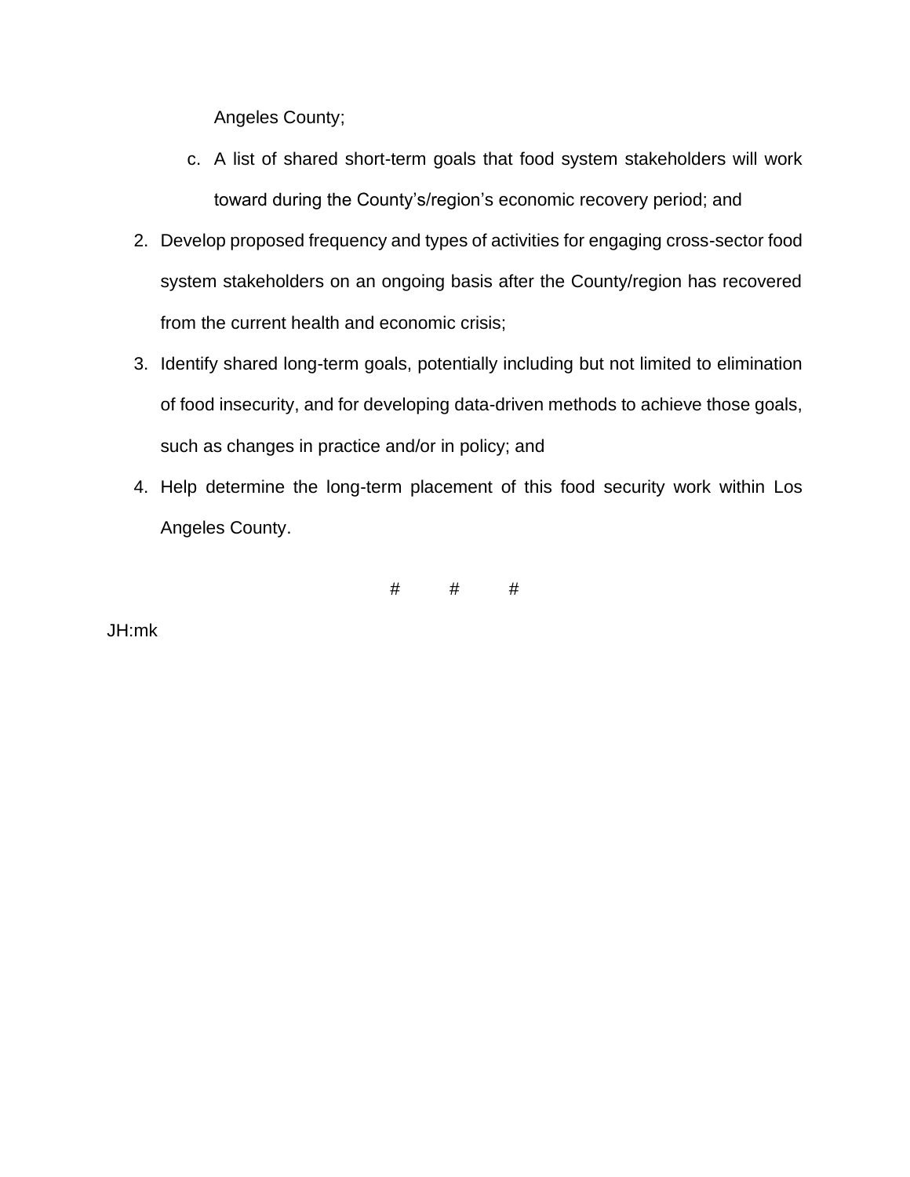Angeles County;

    c. A list of shared short-term goals that food system stakeholders will work toward during the County's/region's economic recovery period; and

2. Develop proposed frequency and types of activities for engaging cross-sector food system stakeholders on an ongoing basis after the County/region has recovered from the current health and economic crisis;
3. Identify shared long-term goals, potentially including but not limited to elimination of food insecurity, and for developing data-driven methods to achieve those goals, such as changes in practice and/or in policy; and
4. Help determine the long-term placement of this food security work within Los Angeles County.

# # #

JH:mk